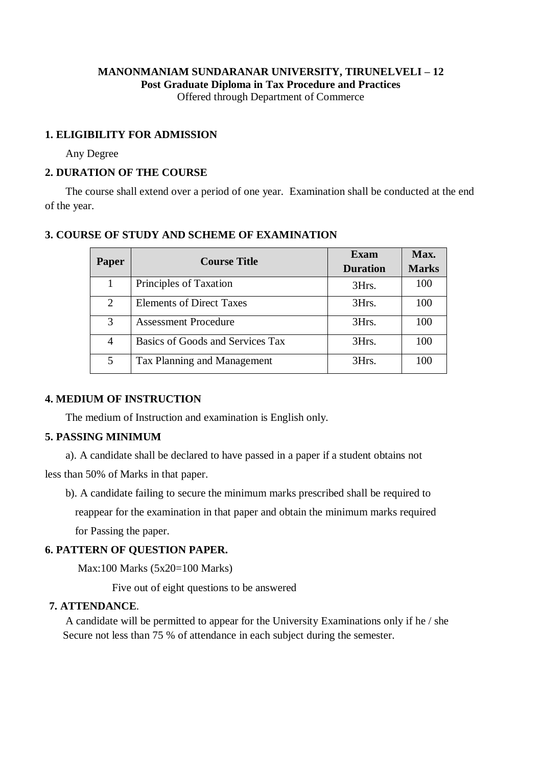**MANONMANIAM SUNDARANAR UNIVERSITY, TIRUNELVELI – 12**

**Post Graduate Diploma in Tax Procedure and Practices**

Offered through Department of Commerce

## 1. ELIGIBILITY FOR ADMISSION

Any Degree

## 2. DURATION OF THE COURSE

The course shall extend over a period of one year. Examination shall be conducted at the end of the year.

## 3. COURSE OF STUDY AND SCHEME OF EXAMINATION

| Paper | Course Title | Exam Duration | Max. Marks |
|---|---|---|---|
| 1 | Principles of Taxation | 3Hrs. | 100 |
| 2 | Elements of Direct Taxes | 3Hrs. | 100 |
| 3 | Assessment Procedure | 3Hrs. | 100 |
| 4 | Basics of Goods and Services Tax | 3Hrs. | 100 |
| 5 | Tax Planning and Management | 3Hrs. | 100 |

## 4. MEDIUM OF INSTRUCTION

The medium of Instruction and examination is English only.

## 5. PASSING MINIMUM

a). A candidate shall be declared to have passed in a paper if a student obtains not less than 50% of Marks in that paper.

b). A candidate failing to secure the minimum marks prescribed shall be required to reappear for the examination in that paper and obtain the minimum marks required for Passing the paper.

## 6. PATTERN OF QUESTION PAPER.

Max:100 Marks (5x20=100 Marks)

Five out of eight questions to be answered

## 7. ATTENDANCE.

A candidate will be permitted to appear for the University Examinations only if he / she Secure not less than 75 % of attendance in each subject during the semester.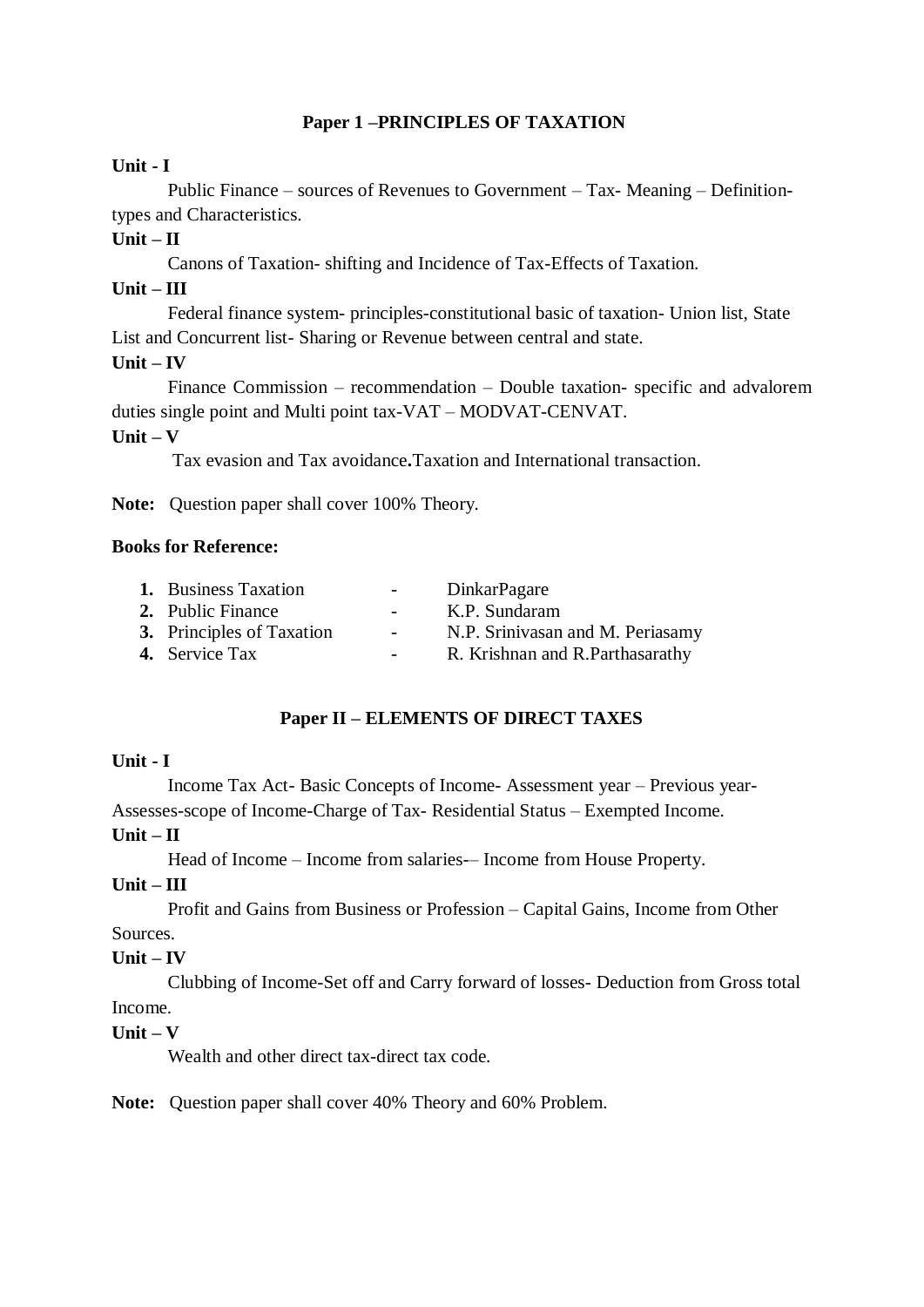## Paper 1 –PRINCIPLES OF TAXATION

**Unit - I**

Public Finance – sources of Revenues to Government – Tax- Meaning – Definition- types and Characteristics.

**Unit – II**

Canons of Taxation- shifting and Incidence of Tax-Effects of Taxation.

**Unit – III**

Federal finance system- principles-constitutional basic of taxation- Union list, State List and Concurrent list- Sharing or Revenue between central and state.

**Unit – IV**

Finance Commission – recommendation – Double taxation- specific and advalorem duties single point and Multi point tax-VAT – MODVAT-CENVAT.

**Unit – V**

Tax evasion and Tax avoidance**.**Taxation and International transaction.

**Note:** Question paper shall cover 100% Theory.

**Books for Reference:**

1. Business Taxation - DinkarPagare
2. Public Finance - K.P. Sundaram
3. Principles of Taxation - N.P. Srinivasan and M. Periasamy
4. Service Tax - R. Krishnan and R.Parthasarathy

## Paper II – ELEMENTS OF DIRECT TAXES

**Unit - I**

Income Tax Act- Basic Concepts of Income- Assessment year – Previous year- Assesses-scope of Income-Charge of Tax- Residential Status – Exempted Income.

**Unit – II**

Head of Income – Income from salaries-– Income from House Property.

**Unit – III**

Profit and Gains from Business or Profession – Capital Gains, Income from Other Sources.

**Unit – IV**

Clubbing of Income-Set off and Carry forward of losses- Deduction from Gross total Income.

**Unit – V**

Wealth and other direct tax-direct tax code.

**Note:** Question paper shall cover 40% Theory and 60% Problem.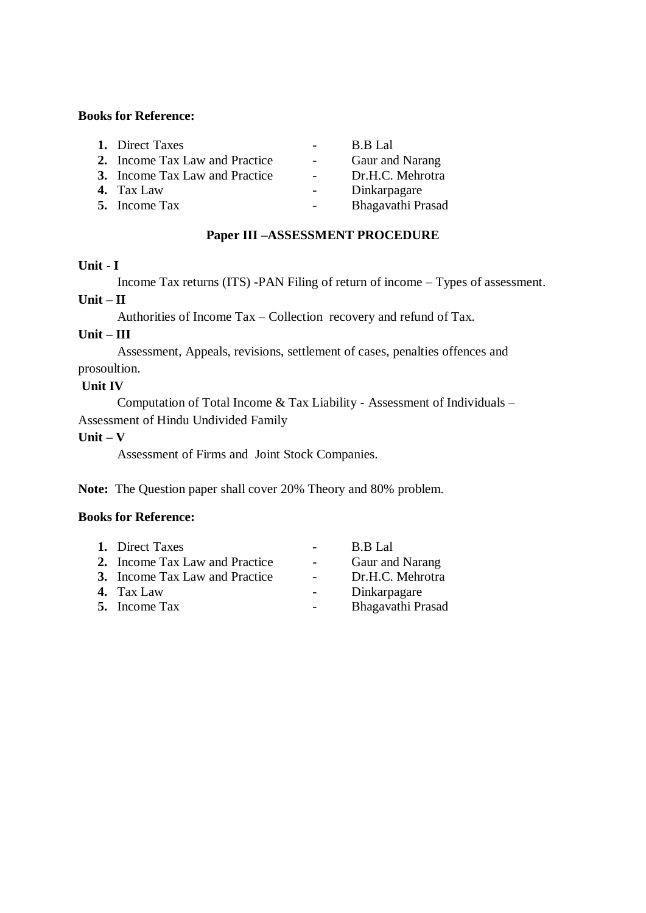**Books for Reference:**

1. Direct Taxes - B.B Lal
2. Income Tax Law and Practice - Gaur and Narang
3. Income Tax Law and Practice - Dr.H.C. Mehrotra
4. Tax Law - Dinkarpagare
5. Income Tax - Bhagavathi Prasad

## Paper III –ASSESSMENT PROCEDURE

**Unit - I**

Income Tax returns (ITS) -PAN Filing of return of income – Types of assessment.

**Unit – II**

Authorities of Income Tax – Collection recovery and refund of Tax.

**Unit – III**

Assessment, Appeals, revisions, settlement of cases, penalties offences and prosoultion.

**Unit IV**

Computation of Total Income & Tax Liability - Assessment of Individuals – Assessment of Hindu Undivided Family

**Unit – V**

Assessment of Firms and Joint Stock Companies.

**Note:** The Question paper shall cover 20% Theory and 80% problem.

**Books for Reference:**

1. Direct Taxes - B.B Lal
2. Income Tax Law and Practice - Gaur and Narang
3. Income Tax Law and Practice - Dr.H.C. Mehrotra
4. Tax Law - Dinkarpagare
5. Income Tax - Bhagavathi Prasad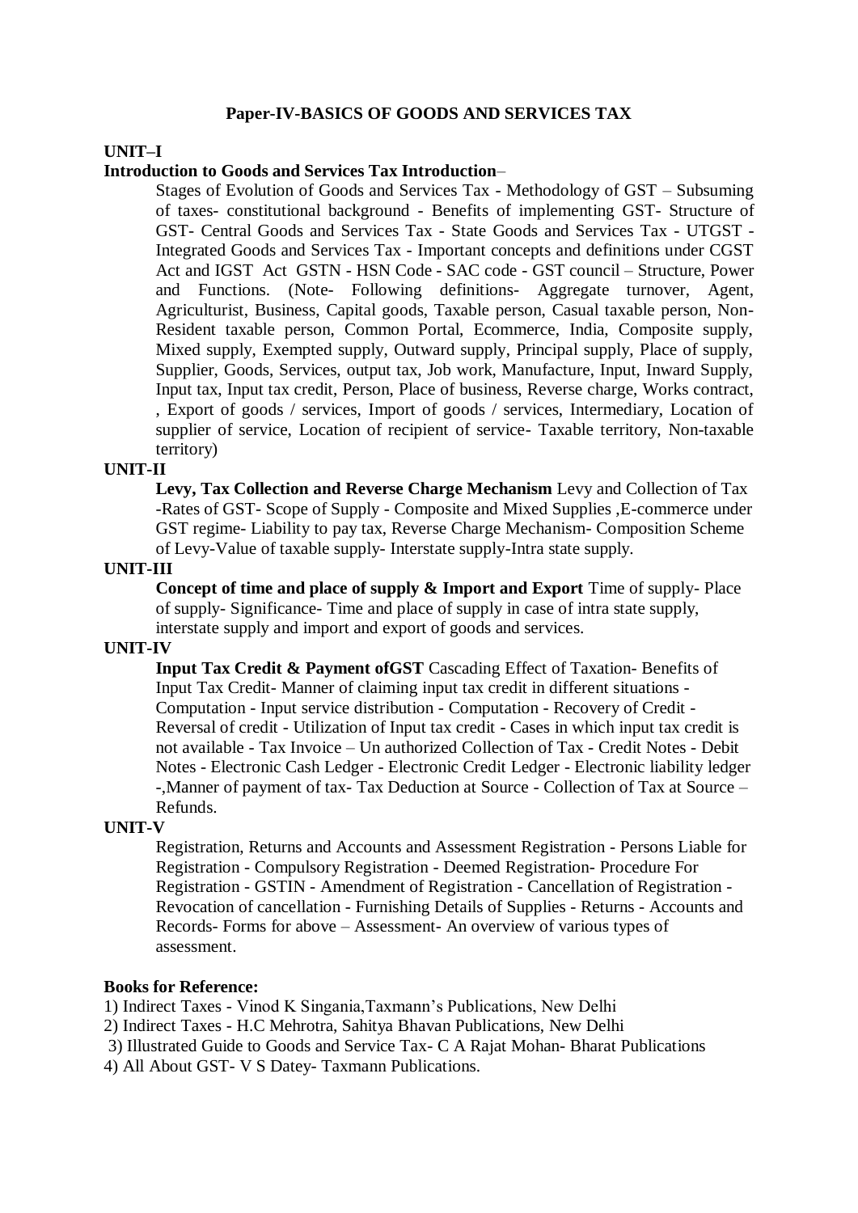## Paper-IV-BASICS OF GOODS AND SERVICES TAX

**UNIT–I**

**Introduction to Goods and Services Tax Introduction**–

Stages of Evolution of Goods and Services Tax - Methodology of GST – Subsuming of taxes- constitutional background - Benefits of implementing GST- Structure of GST- Central Goods and Services Tax - State Goods and Services Tax - UTGST - Integrated Goods and Services Tax - Important concepts and definitions under CGST Act and IGST Act GSTN - HSN Code - SAC code - GST council – Structure, Power and Functions. (Note- Following definitions- Aggregate turnover, Agent, Agriculturist, Business, Capital goods, Taxable person, Casual taxable person, Non-Resident taxable person, Common Portal, Ecommerce, India, Composite supply, Mixed supply, Exempted supply, Outward supply, Principal supply, Place of supply, Supplier, Goods, Services, output tax, Job work, Manufacture, Input, Inward Supply, Input tax, Input tax credit, Person, Place of business, Reverse charge, Works contract, , Export of goods / services, Import of goods / services, Intermediary, Location of supplier of service, Location of recipient of service- Taxable territory, Non-taxable territory)

**UNIT-II**

**Levy, Tax Collection and Reverse Charge Mechanism** Levy and Collection of Tax -Rates of GST- Scope of Supply - Composite and Mixed Supplies ,E-commerce under GST regime- Liability to pay tax, Reverse Charge Mechanism- Composition Scheme of Levy-Value of taxable supply- Interstate supply-Intra state supply.

**UNIT-III**

**Concept of time and place of supply & Import and Export** Time of supply- Place of supply- Significance- Time and place of supply in case of intra state supply, interstate supply and import and export of goods and services.

**UNIT-IV**

**Input Tax Credit & Payment ofGST** Cascading Effect of Taxation- Benefits of Input Tax Credit- Manner of claiming input tax credit in different situations - Computation - Input service distribution - Computation - Recovery of Credit - Reversal of credit - Utilization of Input tax credit - Cases in which input tax credit is not available - Tax Invoice – Un authorized Collection of Tax - Credit Notes - Debit Notes - Electronic Cash Ledger - Electronic Credit Ledger - Electronic liability ledger -,Manner of payment of tax- Tax Deduction at Source - Collection of Tax at Source – Refunds.

**UNIT-V**

Registration, Returns and Accounts and Assessment Registration - Persons Liable for Registration - Compulsory Registration - Deemed Registration- Procedure For Registration - GSTIN - Amendment of Registration - Cancellation of Registration - Revocation of cancellation - Furnishing Details of Supplies - Returns - Accounts and Records- Forms for above – Assessment- An overview of various types of assessment.

**Books for Reference:**

1) Indirect Taxes - Vinod K Singania,Taxmann's Publications, New Delhi
2) Indirect Taxes - H.C Mehrotra, Sahitya Bhavan Publications, New Delhi
3) Illustrated Guide to Goods and Service Tax- C A Rajat Mohan- Bharat Publications
4) All About GST- V S Datey- Taxmann Publications.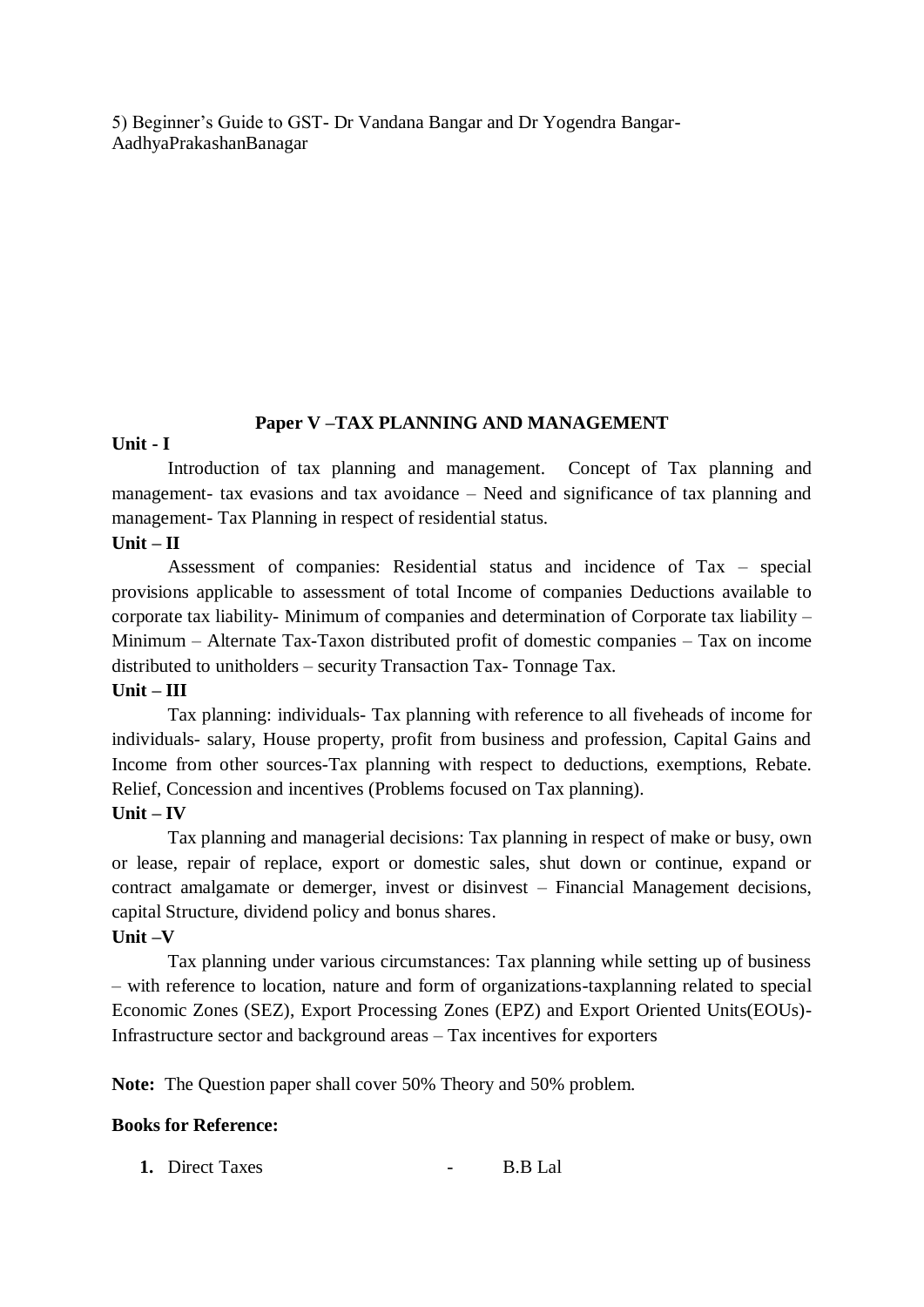5) Beginner's Guide to GST- Dr Vandana Bangar and Dr Yogendra Bangar- AadhyaPrakashanBanagar

## Paper V –TAX PLANNING AND MANAGEMENT

**Unit - I**

Introduction of tax planning and management. Concept of Tax planning and management- tax evasions and tax avoidance – Need and significance of tax planning and management- Tax Planning in respect of residential status.

**Unit – II**

Assessment of companies: Residential status and incidence of Tax – special provisions applicable to assessment of total Income of companies Deductions available to corporate tax liability- Minimum of companies and determination of Corporate tax liability – Minimum – Alternate Tax-Taxon distributed profit of domestic companies – Tax on income distributed to unitholders – security Transaction Tax- Tonnage Tax.

**Unit – III**

Tax planning: individuals- Tax planning with reference to all fiveheads of income for individuals- salary, House property, profit from business and profession, Capital Gains and Income from other sources-Tax planning with respect to deductions, exemptions, Rebate. Relief, Concession and incentives (Problems focused on Tax planning).

**Unit – IV**

Tax planning and managerial decisions: Tax planning in respect of make or busy, own or lease, repair of replace, export or domestic sales, shut down or continue, expand or contract amalgamate or demerger, invest or disinvest – Financial Management decisions, capital Structure, dividend policy and bonus shares.

**Unit –V**

Tax planning under various circumstances: Tax planning while setting up of business – with reference to location, nature and form of organizations-taxplanning related to special Economic Zones (SEZ), Export Processing Zones (EPZ) and Export Oriented Units(EOUs)- Infrastructure sector and background areas – Tax incentives for exporters

**Note:** The Question paper shall cover 50% Theory and 50% problem.

**Books for Reference:**

1. Direct Taxes - B.B Lal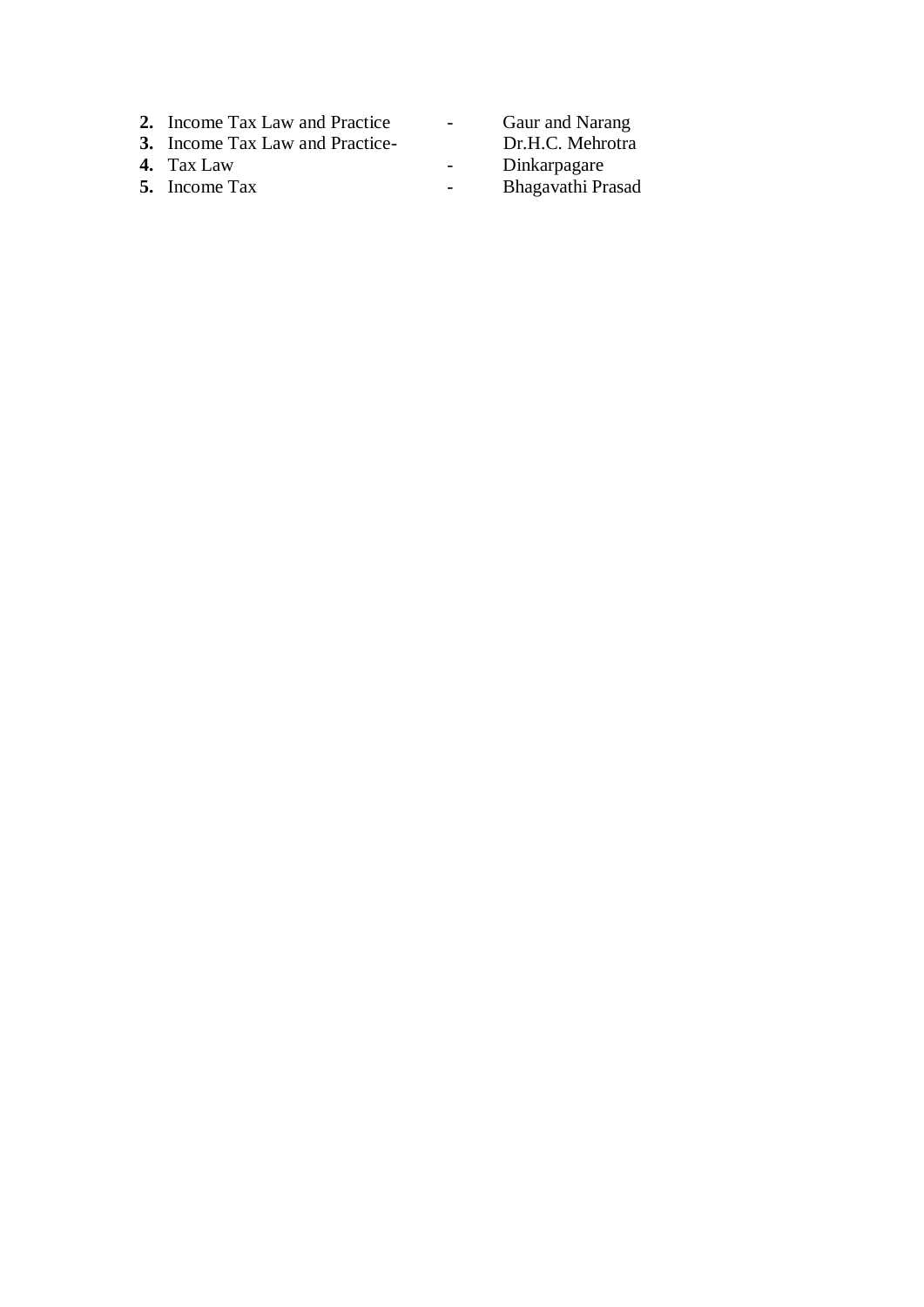2. Income Tax Law and Practice - Gaur and Narang
3. Income Tax Law and Practice- Dr.H.C. Mehrotra
4. Tax Law - Dinkarpagare
5. Income Tax - Bhagavathi Prasad